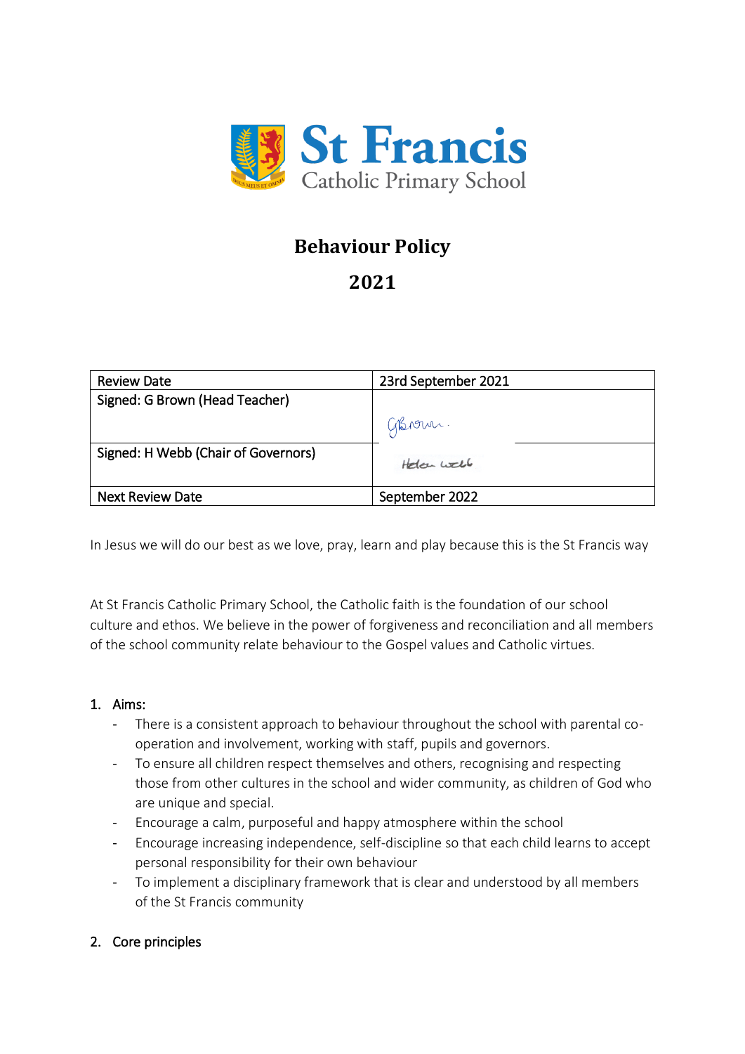St Francis
Catholic Primary School

# Behaviour Policy

# 2021

| Review Date | 23rd September 2021 |
|---|---|
| Signed: G Brown (Head Teacher) | GBrown. |
| Signed: H Webb (Chair of Governors) | Helen Webb |
| Next Review Date | September 2022 |

In Jesus we will do our best as we love, pray, learn and play because this is the St Francis way

At St Francis Catholic Primary School, the Catholic faith is the foundation of our school culture and ethos. We believe in the power of forgiveness and reconciliation and all members of the school community relate behaviour to the Gospel values and Catholic virtues.

## 1. Aims:

- There is a consistent approach to behaviour throughout the school with parental co-operation and involvement, working with staff, pupils and governors.
- To ensure all children respect themselves and others, recognising and respecting those from other cultures in the school and wider community, as children of God who are unique and special.
- Encourage a calm, purposeful and happy atmosphere within the school
- Encourage increasing independence, self-discipline so that each child learns to accept personal responsibility for their own behaviour
- To implement a disciplinary framework that is clear and understood by all members of the St Francis community

## 2. Core principles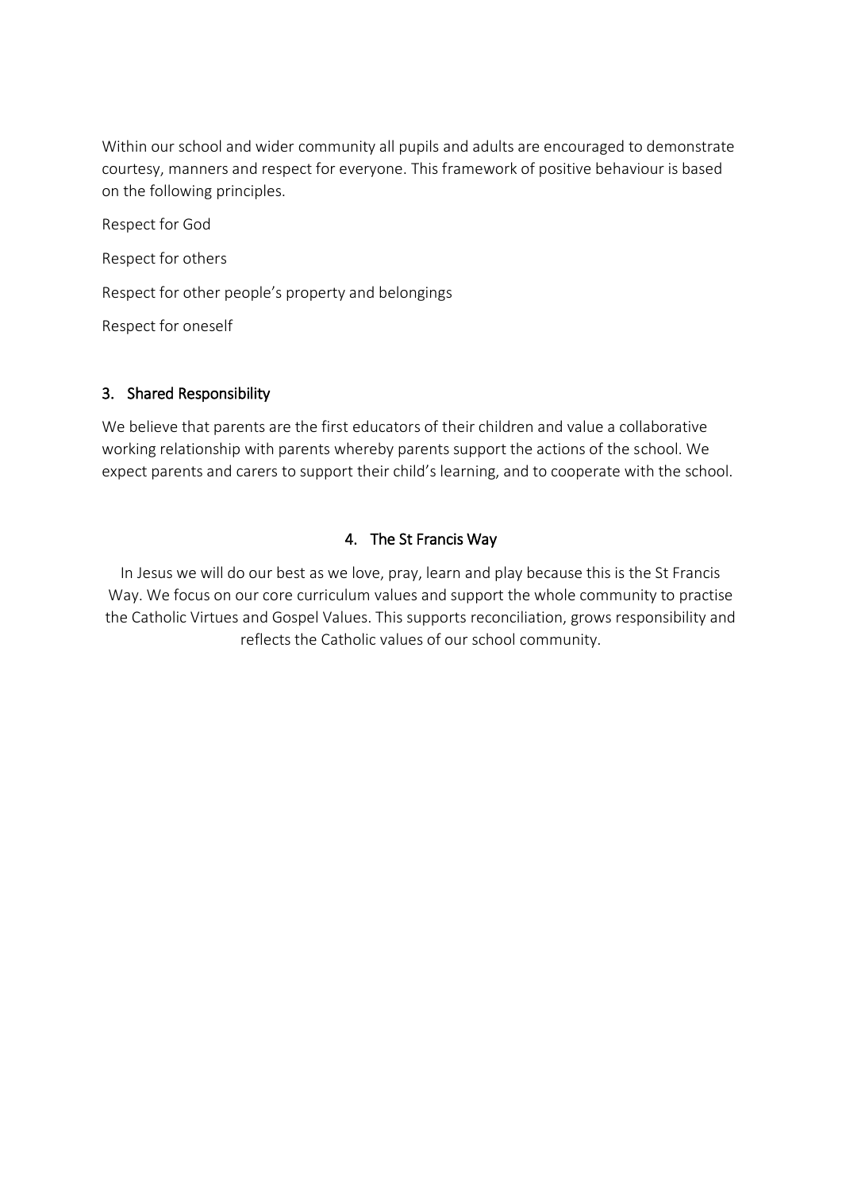Within our school and wider community all pupils and adults are encouraged to demonstrate courtesy, manners and respect for everyone. This framework of positive behaviour is based on the following principles.

Respect for God

Respect for others

Respect for other people's property and belongings

Respect for oneself

## 3. Shared Responsibility

We believe that parents are the first educators of their children and value a collaborative working relationship with parents whereby parents support the actions of the school. We expect parents and carers to support their child's learning, and to cooperate with the school.

## 4. The St Francis Way

In Jesus we will do our best as we love, pray, learn and play because this is the St Francis Way. We focus on our core curriculum values and support the whole community to practise the Catholic Virtues and Gospel Values. This supports reconciliation, grows responsibility and reflects the Catholic values of our school community.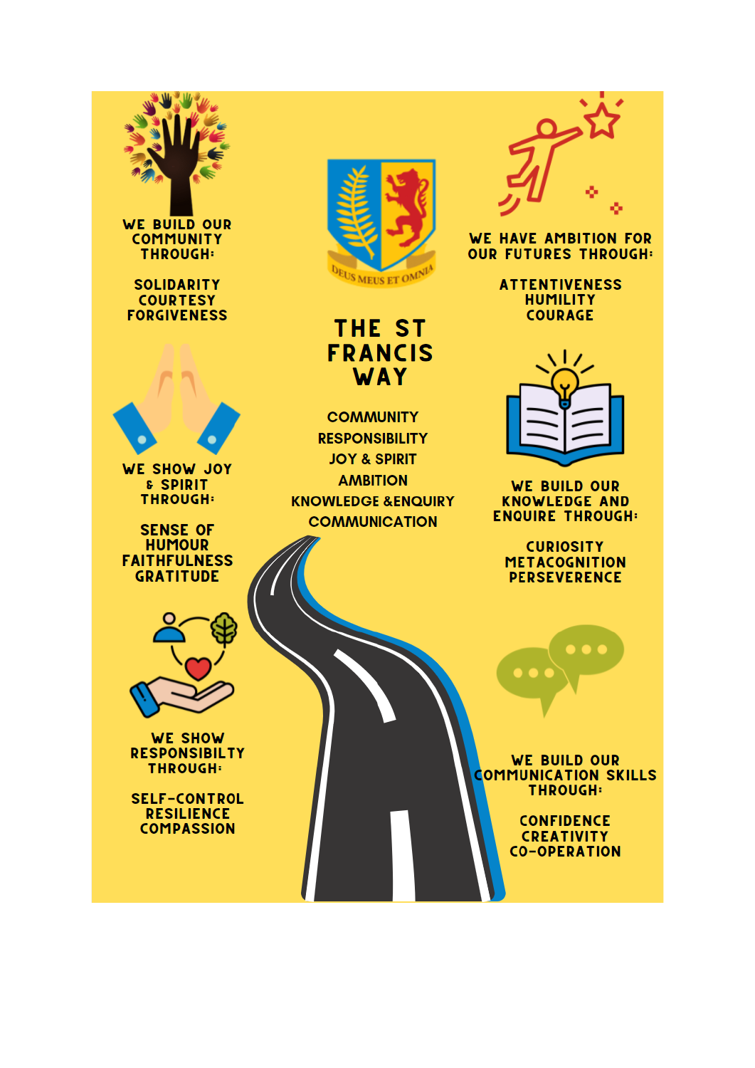# THE ST FRANCIS WAY

DEUS MEUS ET OMNIA

- COMMUNITY
- RESPONSIBILITY
- JOY & SPIRIT
- AMBITION
- KNOWLEDGE &ENQUIRY
- COMMUNICATION

**WE BUILD OUR COMMUNITY THROUGH:**

SOLIDARITY
COURTESY
FORGIVENESS

**WE HAVE AMBITION FOR OUR FUTURES THROUGH:**

ATTENTIVENESS
HUMILITY
COURAGE

**WE SHOW JOY & SPIRIT THROUGH:**

SENSE OF HUMOUR
FAITHFULNESS
GRATITUDE

**WE BUILD OUR KNOWLEDGE AND ENQUIRE THROUGH:**

CURIOSITY
METACOGNITION
PERSEVERENCE

**WE SHOW RESPONSIBILTY THROUGH:**

SELF-CONTROL
RESILIENCE
COMPASSION

**WE BUILD OUR COMMUNICATION SKILLS THROUGH:**

CONFIDENCE
CREATIVITY
CO-OPERATION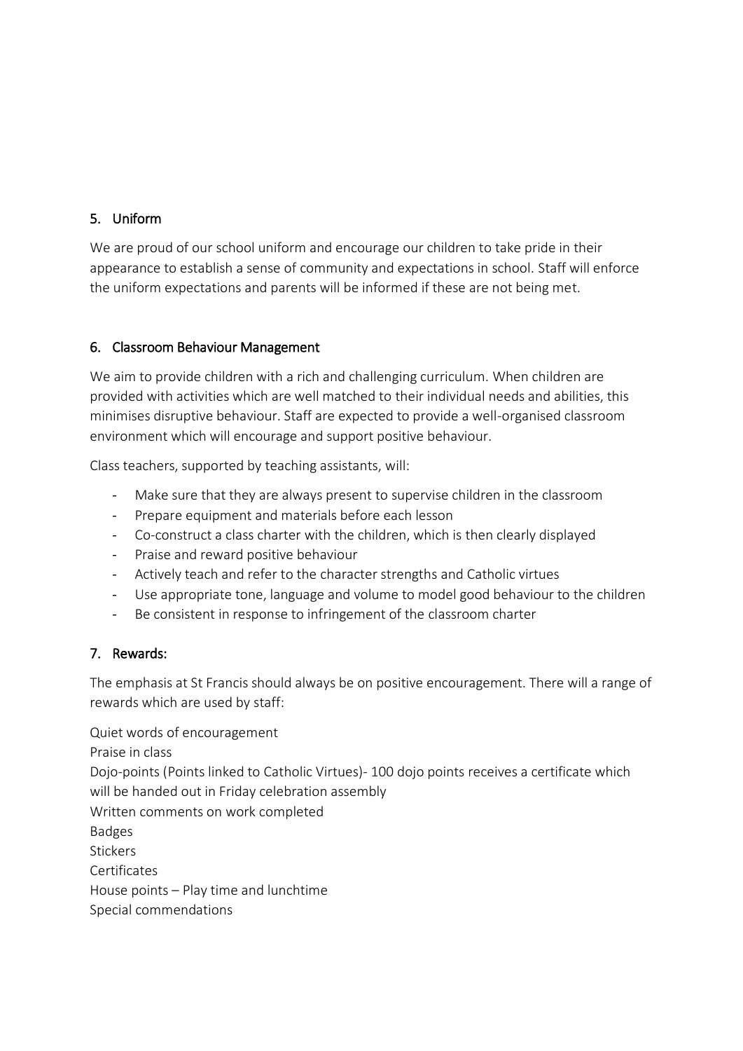## 5. Uniform

We are proud of our school uniform and encourage our children to take pride in their appearance to establish a sense of community and expectations in school. Staff will enforce the uniform expectations and parents will be informed if these are not being met.

## 6. Classroom Behaviour Management

We aim to provide children with a rich and challenging curriculum. When children are provided with activities which are well matched to their individual needs and abilities, this minimises disruptive behaviour. Staff are expected to provide a well-organised classroom environment which will encourage and support positive behaviour.

Class teachers, supported by teaching assistants, will:

- Make sure that they are always present to supervise children in the classroom
- Prepare equipment and materials before each lesson
- Co-construct a class charter with the children, which is then clearly displayed
- Praise and reward positive behaviour
- Actively teach and refer to the character strengths and Catholic virtues
- Use appropriate tone, language and volume to model good behaviour to the children
- Be consistent in response to infringement of the classroom charter

## 7. Rewards:

The emphasis at St Francis should always be on positive encouragement. There will a range of rewards which are used by staff:

Quiet words of encouragement
Praise in class
Dojo-points (Points linked to Catholic Virtues)- 100 dojo points receives a certificate which will be handed out in Friday celebration assembly
Written comments on work completed
Badges
Stickers
Certificates
House points – Play time and lunchtime
Special commendations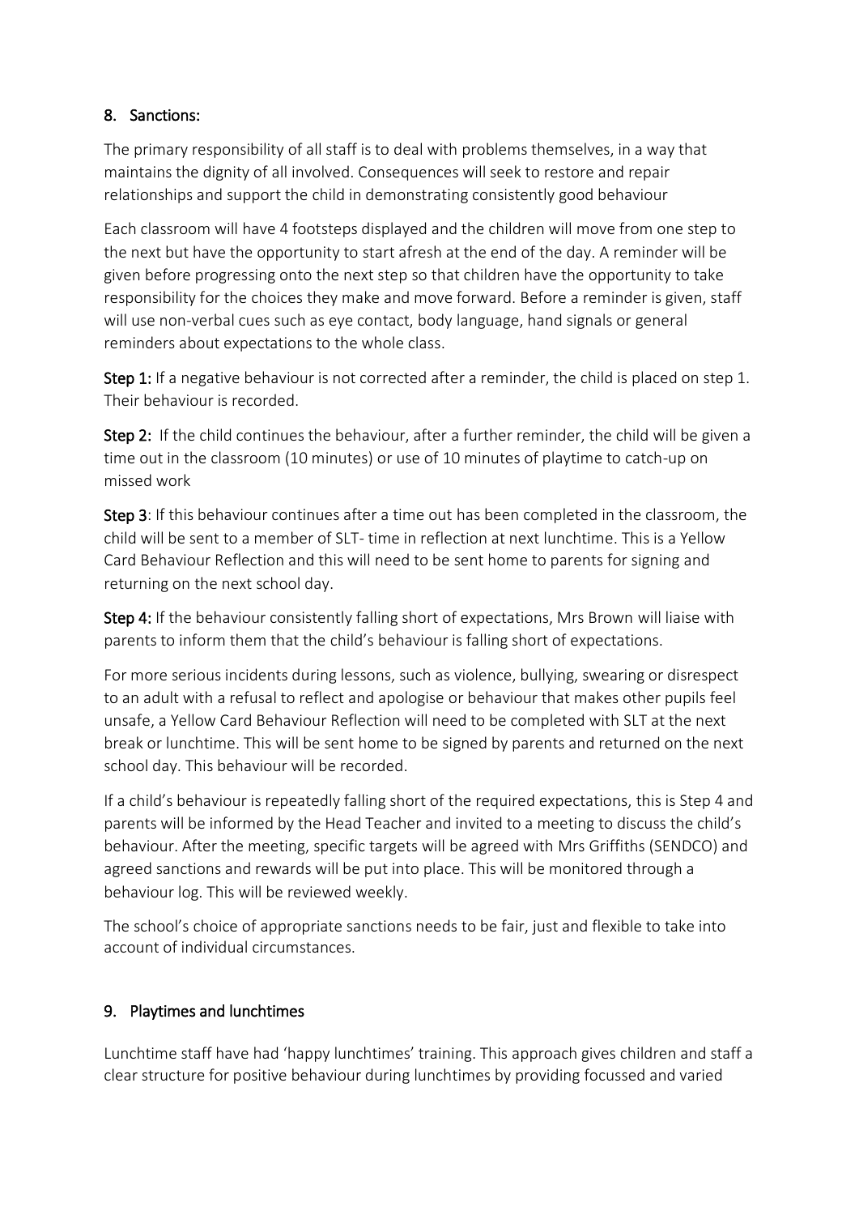## 8. Sanctions:

The primary responsibility of all staff is to deal with problems themselves, in a way that maintains the dignity of all involved. Consequences will seek to restore and repair relationships and support the child in demonstrating consistently good behaviour

Each classroom will have 4 footsteps displayed and the children will move from one step to the next but have the opportunity to start afresh at the end of the day. A reminder will be given before progressing onto the next step so that children have the opportunity to take responsibility for the choices they make and move forward. Before a reminder is given, staff will use non-verbal cues such as eye contact, body language, hand signals or general reminders about expectations to the whole class.

**Step 1:** If a negative behaviour is not corrected after a reminder, the child is placed on step 1. Their behaviour is recorded.

**Step 2:** If the child continues the behaviour, after a further reminder, the child will be given a time out in the classroom (10 minutes) or use of 10 minutes of playtime to catch-up on missed work

**Step 3**: If this behaviour continues after a time out has been completed in the classroom, the child will be sent to a member of SLT- time in reflection at next lunchtime. This is a Yellow Card Behaviour Reflection and this will need to be sent home to parents for signing and returning on the next school day.

**Step 4:** If the behaviour consistently falling short of expectations, Mrs Brown will liaise with parents to inform them that the child's behaviour is falling short of expectations.

For more serious incidents during lessons, such as violence, bullying, swearing or disrespect to an adult with a refusal to reflect and apologise or behaviour that makes other pupils feel unsafe, a Yellow Card Behaviour Reflection will need to be completed with SLT at the next break or lunchtime. This will be sent home to be signed by parents and returned on the next school day. This behaviour will be recorded.

If a child's behaviour is repeatedly falling short of the required expectations, this is Step 4 and parents will be informed by the Head Teacher and invited to a meeting to discuss the child's behaviour. After the meeting, specific targets will be agreed with Mrs Griffiths (SENDCO) and agreed sanctions and rewards will be put into place. This will be monitored through a behaviour log. This will be reviewed weekly.

The school's choice of appropriate sanctions needs to be fair, just and flexible to take into account of individual circumstances.

## 9. Playtimes and lunchtimes

Lunchtime staff have had 'happy lunchtimes' training. This approach gives children and staff a clear structure for positive behaviour during lunchtimes by providing focussed and varied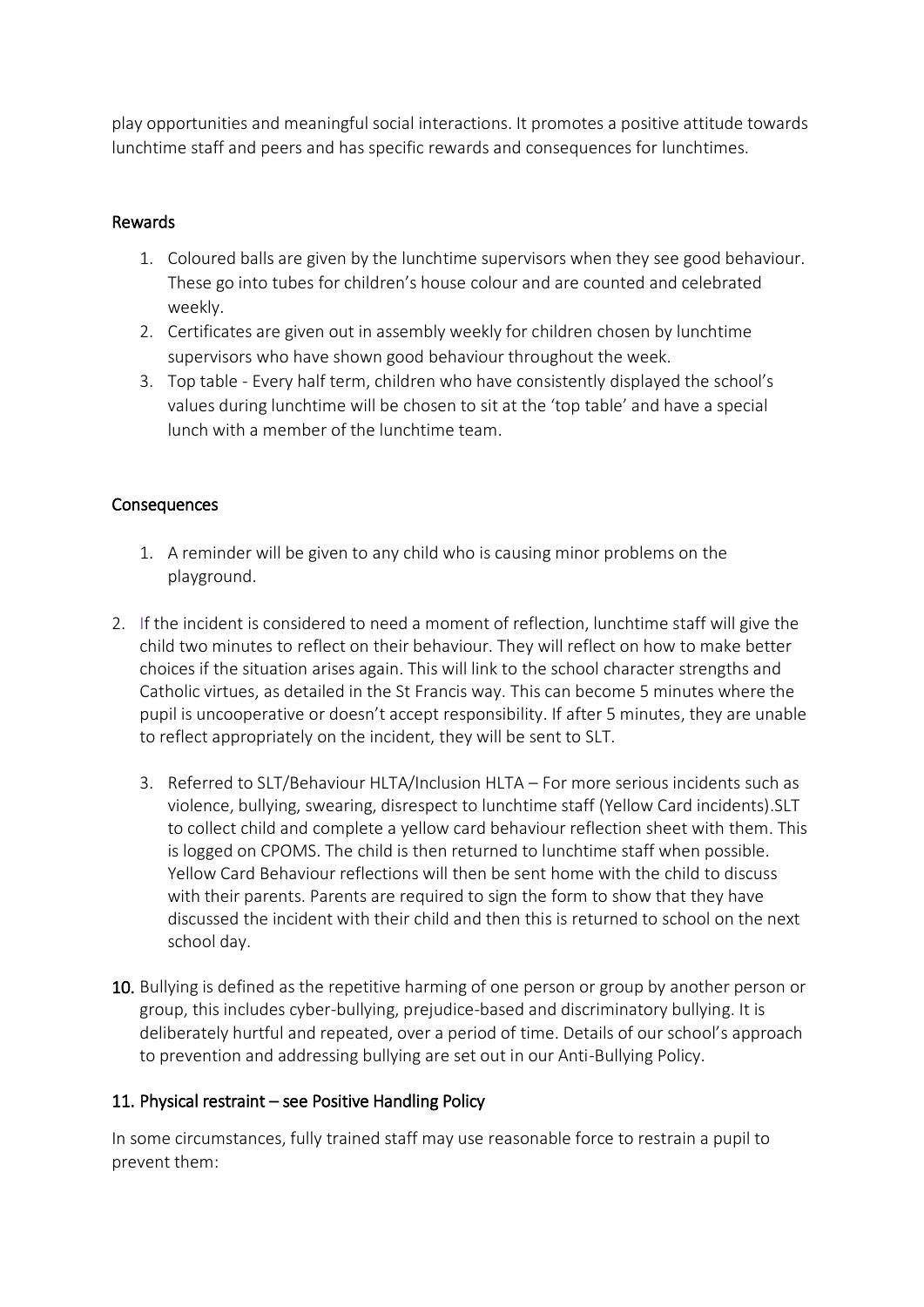play opportunities and meaningful social interactions. It promotes a positive attitude towards lunchtime staff and peers and has specific rewards and consequences for lunchtimes.

### Rewards

1. Coloured balls are given by the lunchtime supervisors when they see good behaviour. These go into tubes for children's house colour and are counted and celebrated weekly.
2. Certificates are given out in assembly weekly for children chosen by lunchtime supervisors who have shown good behaviour throughout the week.
3. Top table - Every half term, children who have consistently displayed the school's values during lunchtime will be chosen to sit at the 'top table' and have a special lunch with a member of the lunchtime team.

### Consequences

1. A reminder will be given to any child who is causing minor problems on the playground.
2. If the incident is considered to need a moment of reflection, lunchtime staff will give the child two minutes to reflect on their behaviour. They will reflect on how to make better choices if the situation arises again. This will link to the school character strengths and Catholic virtues, as detailed in the St Francis way. This can become 5 minutes where the pupil is uncooperative or doesn't accept responsibility. If after 5 minutes, they are unable to reflect appropriately on the incident, they will be sent to SLT.
3. Referred to SLT/Behaviour HLTA/Inclusion HLTA – For more serious incidents such as violence, bullying, swearing, disrespect to lunchtime staff (Yellow Card incidents).SLT to collect child and complete a yellow card behaviour reflection sheet with them. This is logged on CPOMS. The child is then returned to lunchtime staff when possible. Yellow Card Behaviour reflections will then be sent home with the child to discuss with their parents. Parents are required to sign the form to show that they have discussed the incident with their child and then this is returned to school on the next school day.

**10.** Bullying is defined as the repetitive harming of one person or group by another person or group, this includes cyber-bullying, prejudice-based and discriminatory bullying. It is deliberately hurtful and repeated, over a period of time. Details of our school's approach to prevention and addressing bullying are set out in our Anti-Bullying Policy.

## 11. Physical restraint – see Positive Handling Policy

In some circumstances, fully trained staff may use reasonable force to restrain a pupil to prevent them: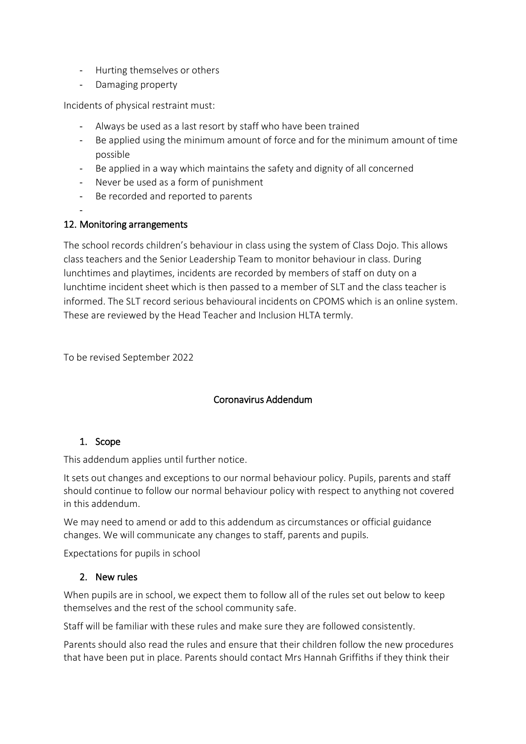- Hurting themselves or others
- Damaging property

Incidents of physical restraint must:

- Always be used as a last resort by staff who have been trained
- Be applied using the minimum amount of force and for the minimum amount of time possible
- Be applied in a way which maintains the safety and dignity of all concerned
- Never be used as a form of punishment
- Be recorded and reported to parents

## 12. Monitoring arrangements

The school records children's behaviour in class using the system of Class Dojo. This allows class teachers and the Senior Leadership Team to monitor behaviour in class. During lunchtimes and playtimes, incidents are recorded by members of staff on duty on a lunchtime incident sheet which is then passed to a member of SLT and the class teacher is informed. The SLT record serious behavioural incidents on CPOMS which is an online system. These are reviewed by the Head Teacher and Inclusion HLTA termly.

To be revised September 2022

# Coronavirus Addendum

## 1. Scope

This addendum applies until further notice.

It sets out changes and exceptions to our normal behaviour policy. Pupils, parents and staff should continue to follow our normal behaviour policy with respect to anything not covered in this addendum.

We may need to amend or add to this addendum as circumstances or official guidance changes. We will communicate any changes to staff, parents and pupils.

Expectations for pupils in school

## 2. New rules

When pupils are in school, we expect them to follow all of the rules set out below to keep themselves and the rest of the school community safe.

Staff will be familiar with these rules and make sure they are followed consistently.

Parents should also read the rules and ensure that their children follow the new procedures that have been put in place. Parents should contact Mrs Hannah Griffiths if they think their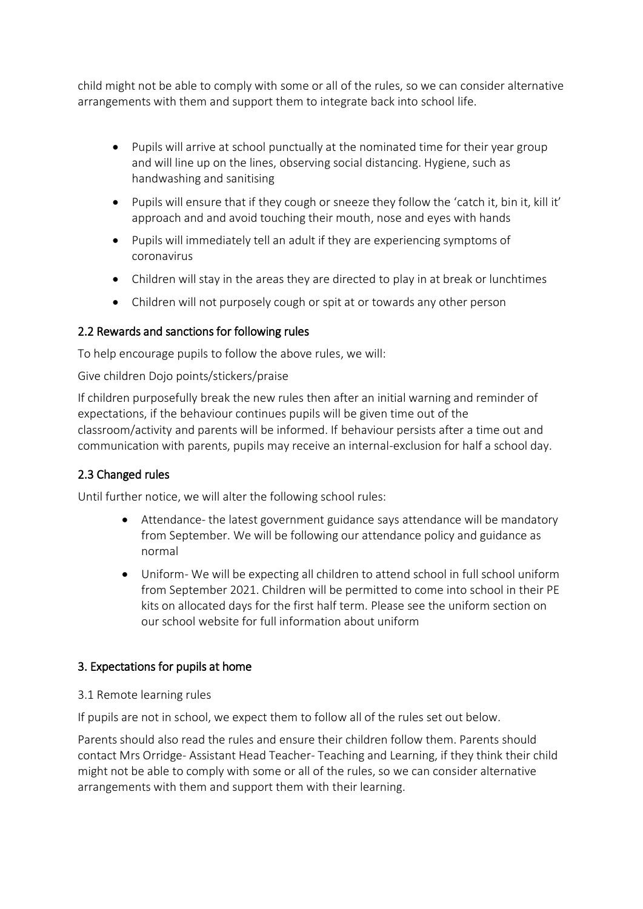child might not be able to comply with some or all of the rules, so we can consider alternative arrangements with them and support them to integrate back into school life.

- Pupils will arrive at school punctually at the nominated time for their year group and will line up on the lines, observing social distancing. Hygiene, such as handwashing and sanitising
- Pupils will ensure that if they cough or sneeze they follow the 'catch it, bin it, kill it' approach and and avoid touching their mouth, nose and eyes with hands
- Pupils will immediately tell an adult if they are experiencing symptoms of coronavirus
- Children will stay in the areas they are directed to play in at break or lunchtimes
- Children will not purposely cough or spit at or towards any other person

### 2.2 Rewards and sanctions for following rules

To help encourage pupils to follow the above rules, we will:

Give children Dojo points/stickers/praise

If children purposefully break the new rules then after an initial warning and reminder of expectations, if the behaviour continues pupils will be given time out of the classroom/activity and parents will be informed. If behaviour persists after a time out and communication with parents, pupils may receive an internal-exclusion for half a school day.

### 2.3 Changed rules

Until further notice, we will alter the following school rules:

- Attendance- the latest government guidance says attendance will be mandatory from September. We will be following our attendance policy and guidance as normal
- Uniform- We will be expecting all children to attend school in full school uniform from September 2021. Children will be permitted to come into school in their PE kits on allocated days for the first half term. Please see the uniform section on our school website for full information about uniform

## 3. Expectations for pupils at home

3.1 Remote learning rules

If pupils are not in school, we expect them to follow all of the rules set out below.

Parents should also read the rules and ensure their children follow them. Parents should contact Mrs Orridge- Assistant Head Teacher- Teaching and Learning, if they think their child might not be able to comply with some or all of the rules, so we can consider alternative arrangements with them and support them with their learning.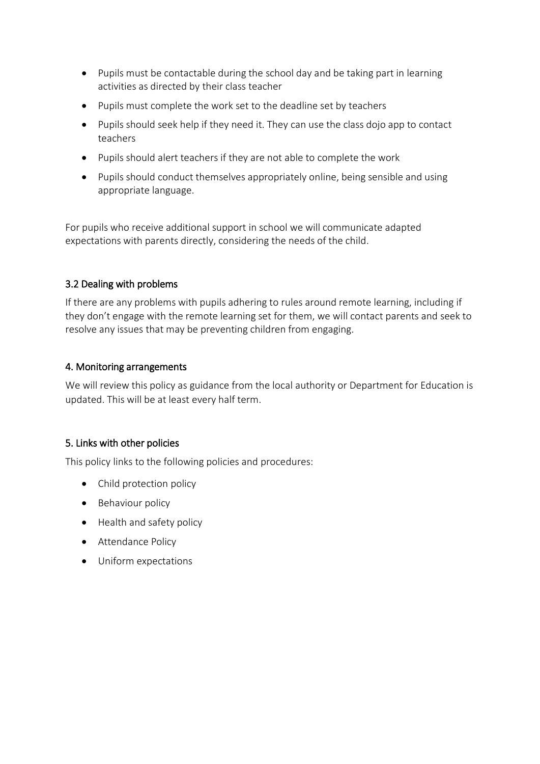- Pupils must be contactable during the school day and be taking part in learning activities as directed by their class teacher
- Pupils must complete the work set to the deadline set by teachers
- Pupils should seek help if they need it. They can use the class dojo app to contact teachers
- Pupils should alert teachers if they are not able to complete the work
- Pupils should conduct themselves appropriately online, being sensible and using appropriate language.

For pupils who receive additional support in school we will communicate adapted expectations with parents directly, considering the needs of the child.

### 3.2 Dealing with problems

If there are any problems with pupils adhering to rules around remote learning, including if they don't engage with the remote learning set for them, we will contact parents and seek to resolve any issues that may be preventing children from engaging.

## 4. Monitoring arrangements

We will review this policy as guidance from the local authority or Department for Education is updated. This will be at least every half term.

## 5. Links with other policies

This policy links to the following policies and procedures:

- Child protection policy
- Behaviour policy
- Health and safety policy
- Attendance Policy
- Uniform expectations